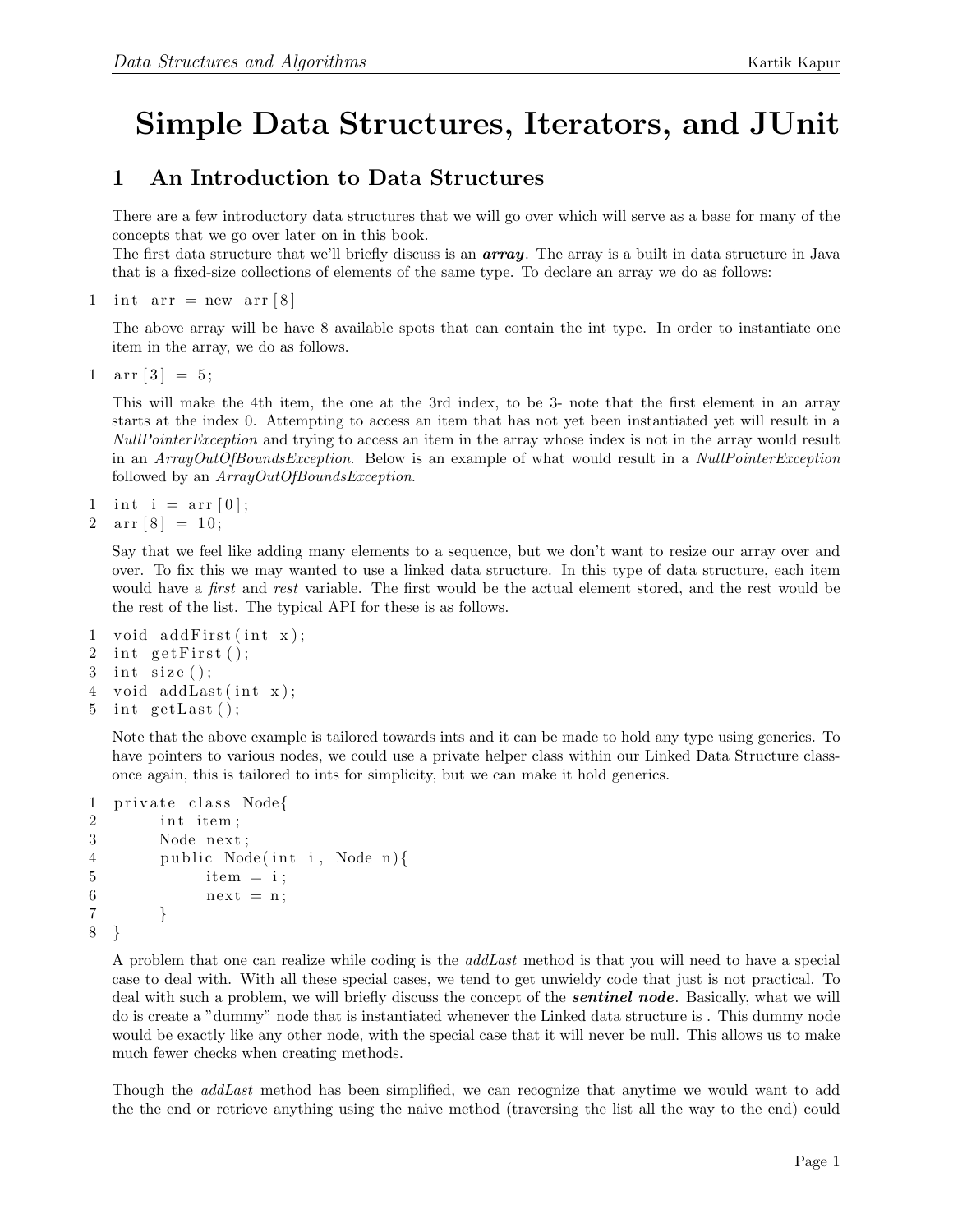# Simple Data Structures, Iterators, and JUnit

## 1 An Introduction to Data Structures

There are a few introductory data structures that we will go over which will serve as a base for many of the concepts that we go over later on in this book.
The first data structure that we'll briefly discuss is an ***array***. The array is a built in data structure in Java that is a fixed-size collections of elements of the same type. To declare an array we do as follows:

```
int arr = new arr[8]
```

The above array will be have 8 available spots that can contain the int type. In order to instantiate one item in the array, we do as follows.

```
arr[3] = 5;
```

This will make the 4th item, the one at the 3rd index, to be 3- note that the first element in an array starts at the index 0. Attempting to access an item that has not yet been instantiated yet will result in a *NullPointerException* and trying to access an item in the array whose index is not in the array would result in an *ArrayOutOfBoundsException*. Below is an example of what would result in a *NullPointerException* followed by an *ArrayOutOfBoundsException*.

```
int i = arr[0];
arr[8] = 10;
```

Say that we feel like adding many elements to a sequence, but we don't want to resize our array over and over. To fix this we may wanted to use a linked data structure. In this type of data structure, each item would have a *first* and *rest* variable. The first would be the actual element stored, and the rest would be the rest of the list. The typical API for these is as follows.

```
void addFirst(int x);
int getFirst();
int size();
void addLast(int x);
int getLast();
```

Note that the above example is tailored towards ints and it can be made to hold any type using generics. To have pointers to various nodes, we could use a private helper class within our Linked Data Structure class- once again, this is tailored to ints for simplicity, but we can make it hold generics.

```
private class Node{
    int item;
    Node next;
    public Node(int i, Node n){
        item = i;
        next = n;
    }
}
```

A problem that one can realize while coding is the *addLast* method is that you will need to have a special case to deal with. With all these special cases, we tend to get unwieldy code that just is not practical. To deal with such a problem, we will briefly discuss the concept of the ***sentinel node***. Basically, what we will do is create a "dummy" node that is instantiated whenever the Linked data structure is . This dummy node would be exactly like any other node, with the special case that it will never be null. This allows us to make much fewer checks when creating methods.

Though the *addLast* method has been simplified, we can recognize that anytime we would want to add the the end or retrieve anything using the naive method (traversing the list all the way to the end) could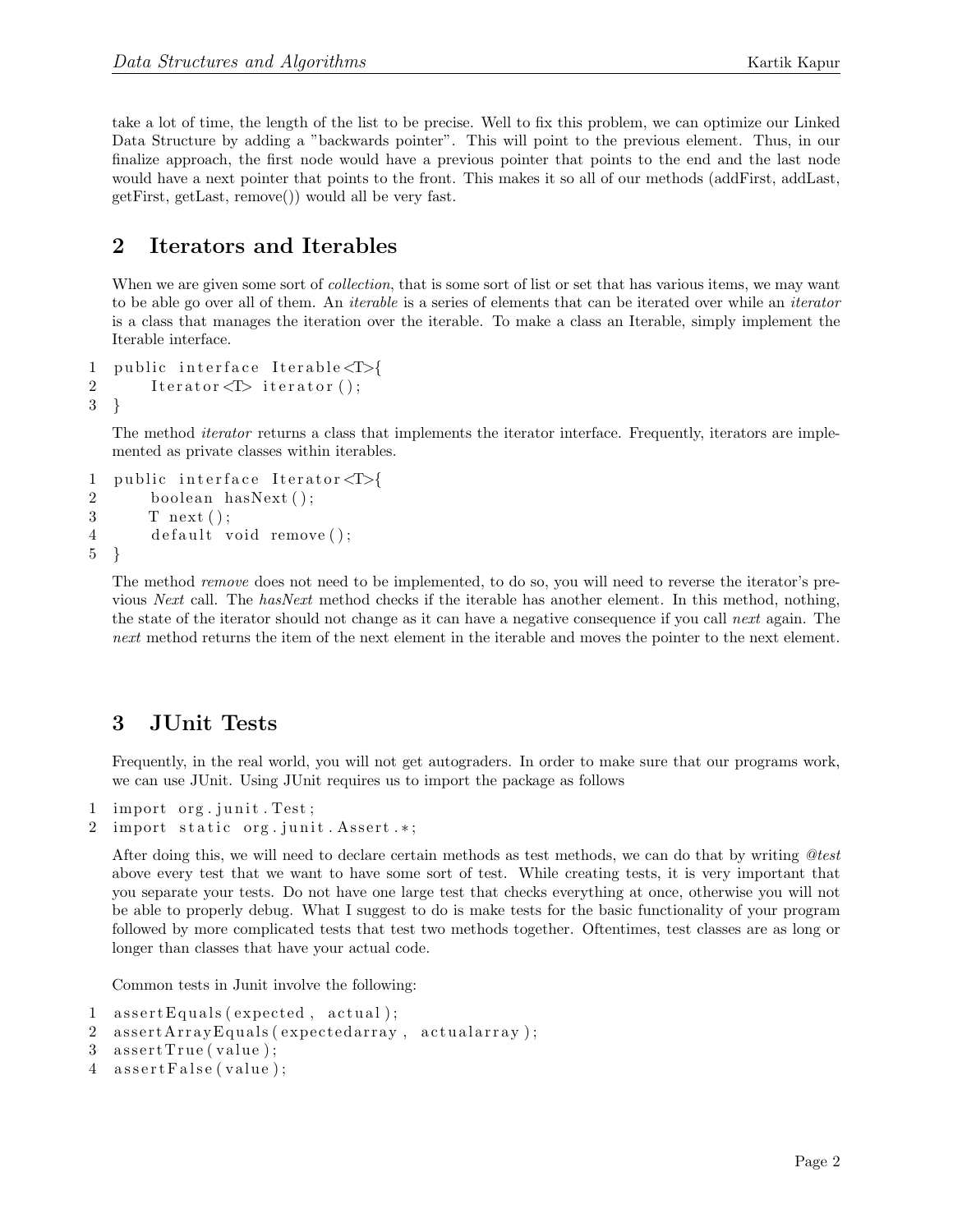take a lot of time, the length of the list to be precise. Well to fix this problem, we can optimize our Linked Data Structure by adding a "backwards pointer". This will point to the previous element. Thus, in our finalize approach, the first node would have a previous pointer that points to the end and the last node would have a next pointer that points to the front. This makes it so all of our methods (addFirst, addLast, getFirst, getLast, remove()) would all be very fast.

## 2 Iterators and Iterables

When we are given some sort of *collection*, that is some sort of list or set that has various items, we may want to be able go over all of them. An *iterable* is a series of elements that can be iterated over while an *iterator* is a class that manages the iteration over the iterable. To make a class an Iterable, simply implement the Iterable interface.

```
public interface Iterable<T>{
    Iterator<T> iterator();
}
```

The method *iterator* returns a class that implements the iterator interface. Frequently, iterators are implemented as private classes within iterables.

```
public interface Iterator<T>{
    boolean hasNext();
    T next();
    default void remove();
}
```

The method *remove* does not need to be implemented, to do so, you will need to reverse the iterator's previous *Next* call. The *hasNext* method checks if the iterable has another element. In this method, nothing, the state of the iterator should not change as it can have a negative consequence if you call *next* again. The *next* method returns the item of the next element in the iterable and moves the pointer to the next element.

## 3 JUnit Tests

Frequently, in the real world, you will not get autograders. In order to make sure that our programs work, we can use JUnit. Using JUnit requires us to import the package as follows

```
import org.junit.Test;
import static org.junit.Assert.*;
```

After doing this, we will need to declare certain methods as test methods, we can do that by writing *@test* above every test that we want to have some sort of test. While creating tests, it is very important that you separate your tests. Do not have one large test that checks everything at once, otherwise you will not be able to properly debug. What I suggest to do is make tests for the basic functionality of your program followed by more complicated tests that test two methods together. Oftentimes, test classes are as long or longer than classes that have your actual code.

Common tests in Junit involve the following:

```
assertEquals(expected, actual);
assertArrayEquals(expectedarray, actualarray);
assertTrue(value);
assertFalse(value);
```